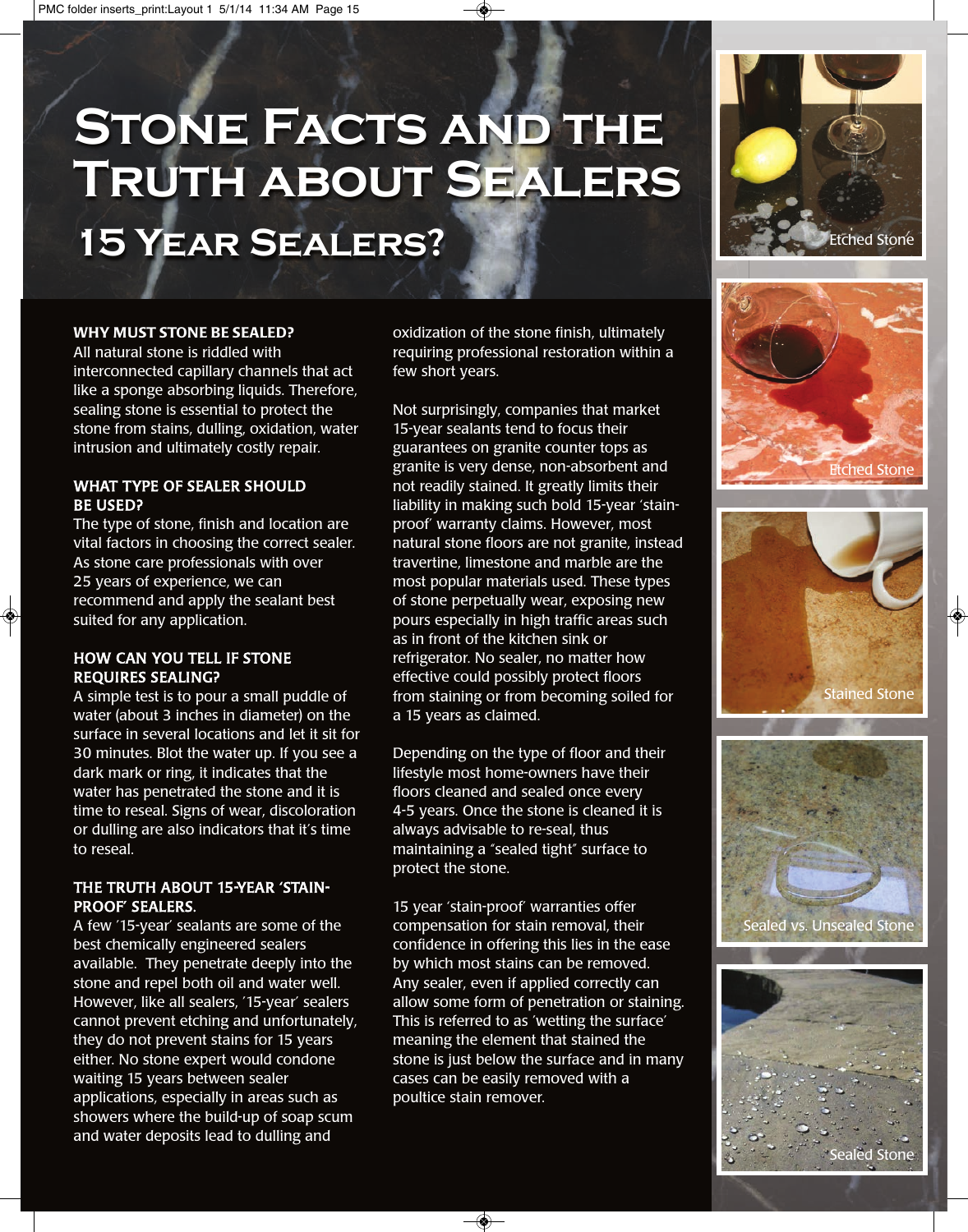# Stone Facts and the Truth about Sealers

## 15 Year Sealers?

**WHY MUST STONE BE SEALED?**
All natural stone is riddled with interconnected capillary channels that act like a sponge absorbing liquids. Therefore, sealing stone is essential to protect the stone from stains, dulling, oxidation, water intrusion and ultimately costly repair.

**WHAT TYPE OF SEALER SHOULD BE USED?**
The type of stone, finish and location are vital factors in choosing the correct sealer. As stone care professionals with over 25 years of experience, we can recommend and apply the sealant best suited for any application.

**HOW CAN YOU TELL IF STONE REQUIRES SEALING?**
A simple test is to pour a small puddle of water (about 3 inches in diameter) on the surface in several locations and let it sit for 30 minutes. Blot the water up. If you see a dark mark or ring, it indicates that the water has penetrated the stone and it is time to reseal. Signs of wear, discoloration or dulling are also indicators that it's time to reseal.

**THE TRUTH ABOUT 15-YEAR 'STAIN-PROOF' SEALERS.**
A few '15-year' sealants are some of the best chemically engineered sealers available. They penetrate deeply into the stone and repel both oil and water well. However, like all sealers, '15-year' sealers cannot prevent etching and unfortunately, they do not prevent stains for 15 years either. No stone expert would condone waiting 15 years between sealer applications, especially in areas such as showers where the build-up of soap scum and water deposits lead to dulling and oxidization of the stone finish, ultimately requiring professional restoration within a few short years.

Not surprisingly, companies that market 15-year sealants tend to focus their guarantees on granite counter tops as granite is very dense, non-absorbent and not readily stained. It greatly limits their liability in making such bold 15-year 'stain-proof' warranty claims. However, most natural stone floors are not granite, instead travertine, limestone and marble are the most popular materials used. These types of stone perpetually wear, exposing new pours especially in high traffic areas such as in front of the kitchen sink or refrigerator. No sealer, no matter how effective could possibly protect floors from staining or from becoming soiled for a 15 years as claimed.

Depending on the type of floor and their lifestyle most home-owners have their floors cleaned and sealed once every 4-5 years. Once the stone is cleaned it is always advisable to re-seal, thus maintaining a "sealed tight" surface to protect the stone.

15 year 'stain-proof' warranties offer compensation for stain removal, their confidence in offering this lies in the ease by which most stains can be removed. Any sealer, even if applied correctly can allow some form of penetration or staining. This is referred to as 'wetting the surface' meaning the element that stained the stone is just below the surface and in many cases can be easily removed with a poultice stain remover.

Etched Stone

Etched Stone

Stained Stone

Sealed vs. Unsealed Stone

Sealed Stone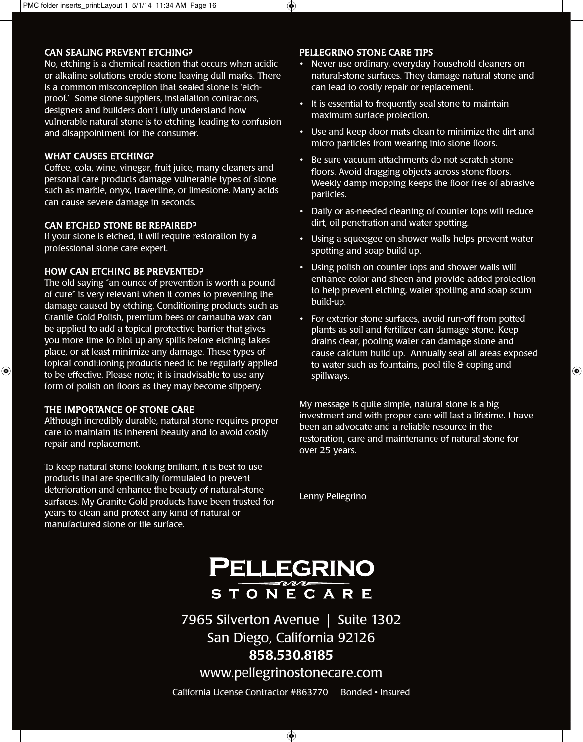## CAN SEALING PREVENT ETCHING?

No, etching is a chemical reaction that occurs when acidic or alkaline solutions erode stone leaving dull marks. There is a common misconception that sealed stone is 'etch-proof.' Some stone suppliers, installation contractors, designers and builders don't fully understand how vulnerable natural stone is to etching, leading to confusion and disappointment for the consumer.

## WHAT CAUSES ETCHING?

Coffee, cola, wine, vinegar, fruit juice, many cleaners and personal care products damage vulnerable types of stone such as marble, onyx, travertine, or limestone. Many acids can cause severe damage in seconds.

## CAN ETCHED STONE BE REPAIRED?

If your stone is etched, it will require restoration by a professional stone care expert.

## HOW CAN ETCHING BE PREVENTED?

The old saying "an ounce of prevention is worth a pound of cure" is very relevant when it comes to preventing the damage caused by etching. Conditioning products such as Granite Gold Polish, premium bees or carnauba wax can be applied to add a topical protective barrier that gives you more time to blot up any spills before etching takes place, or at least minimize any damage. These types of topical conditioning products need to be regularly applied to be effective. Please note; it is inadvisable to use any form of polish on floors as they may become slippery.

## THE IMPORTANCE OF STONE CARE

Although incredibly durable, natural stone requires proper care to maintain its inherent beauty and to avoid costly repair and replacement.

To keep natural stone looking brilliant, it is best to use products that are specifically formulated to prevent deterioration and enhance the beauty of natural-stone surfaces. My Granite Gold products have been trusted for years to clean and protect any kind of natural or manufactured stone or tile surface.

## PELLEGRINO STONE CARE TIPS

- Never use ordinary, everyday household cleaners on natural-stone surfaces. They damage natural stone and can lead to costly repair or replacement.
- It is essential to frequently seal stone to maintain maximum surface protection.
- Use and keep door mats clean to minimize the dirt and micro particles from wearing into stone floors.
- Be sure vacuum attachments do not scratch stone floors. Avoid dragging objects across stone floors. Weekly damp mopping keeps the floor free of abrasive particles.
- Daily or as-needed cleaning of counter tops will reduce dirt, oil penetration and water spotting.
- Using a squeegee on shower walls helps prevent water spotting and soap build up.
- Using polish on counter tops and shower walls will enhance color and sheen and provide added protection to help prevent etching, water spotting and soap scum build-up.
- For exterior stone surfaces, avoid run-off from potted plants as soil and fertilizer can damage stone. Keep drains clear, pooling water can damage stone and cause calcium build up. Annually seal all areas exposed to water such as fountains, pool tile & coping and spillways.

My message is quite simple, natural stone is a big investment and with proper care will last a lifetime. I have been an advocate and a reliable resource in the restoration, care and maintenance of natural stone for over 25 years.

Lenny Pellegrino

**PELLEGRINO**
**STONECARE**

7965 Silverton Avenue | Suite 1302
San Diego, California 92126
**858.530.8185**
www.pellegrinostonecare.com

California License Contractor #863770 Bonded • Insured